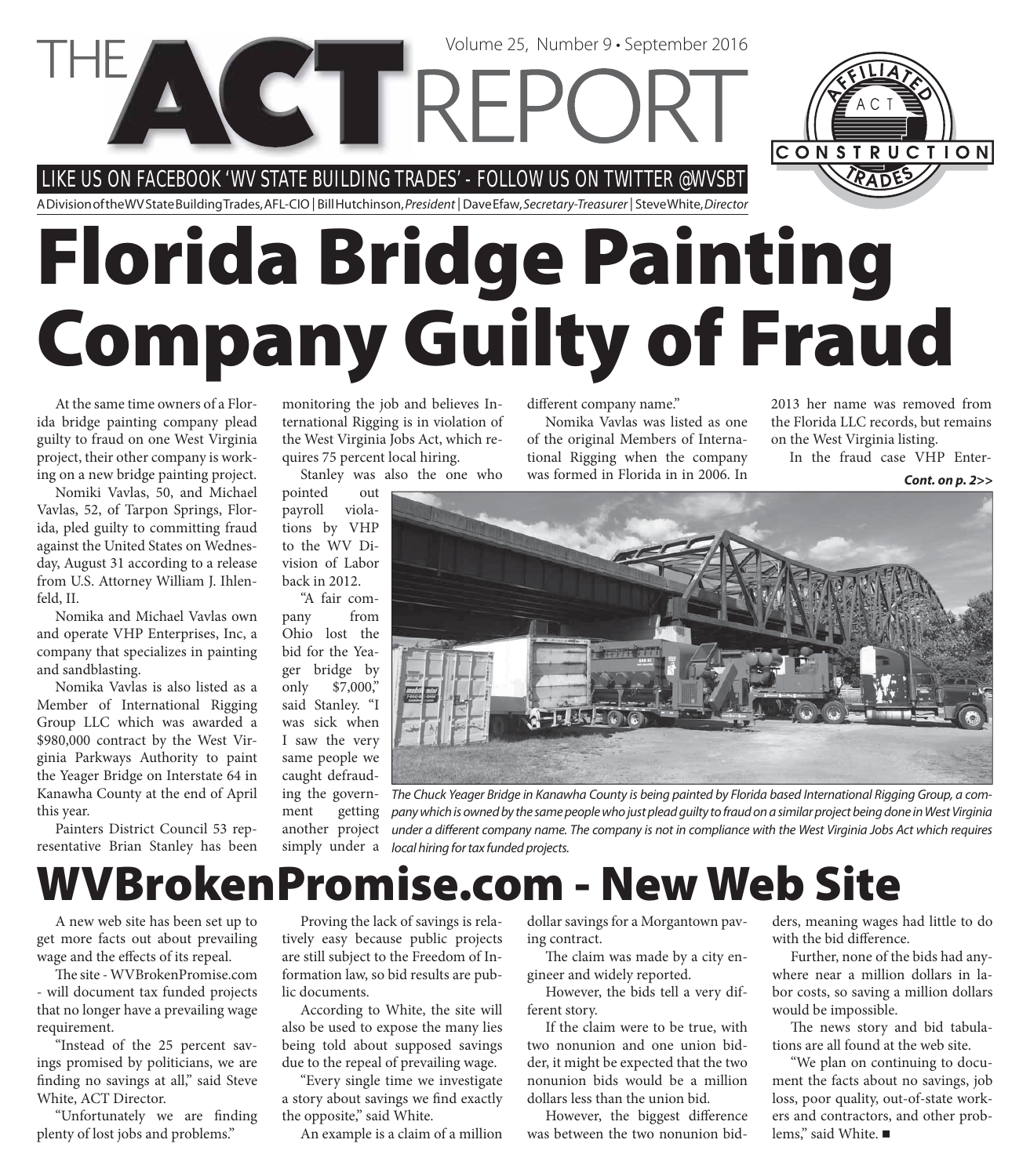# THE ACT REPORT

Volume 25, Number 9 • September 2016

LIKE US ON FACEBOOK 'WV STATE BUILDING TRADES' - FOLLOW US ON TWITTER @WVSBT

A Division of the WV State Building Trades, AFL-CIO | Bill Hutchinson, *President* | Dave Efaw, *Secretary-Treasurer* | Steve White, *Director*

# Florida Bridge Painting Company Guilty of Fraud

At the same time owners of a Florida bridge painting company plead guilty to fraud on one West Virginia project, their other company is working on a new bridge painting project.

Nomiki Vavlas, 50, and Michael Vavlas, 52, of Tarpon Springs, Florida, pled guilty to committing fraud against the United States on Wednesday, August 31 according to a release from U.S. Attorney William J. Ihlenfeld, II.

Nomika and Michael Vavlas own and operate VHP Enterprises, Inc, a company that specializes in painting and sandblasting.

Nomika Vavlas is also listed as a Member of International Rigging Group LLC which was awarded a $980,000 contract by the West Virginia Parkways Authority to paint the Yeager Bridge on Interstate 64 in Kanawha County at the end of April this year.

Painters District Council 53 representative Brian Stanley has been monitoring the job and believes International Rigging is in violation of the West Virginia Jobs Act, which requires 75 percent local hiring.

Stanley was also the one who pointed out payroll violations by VHP to the WV Division of Labor back in 2012.

"A fair company from Ohio lost the bid for the Yeager bridge by only $7,000," said Stanley. "I was sick when I saw the very same people we caught defrauding the government getting another project simply under a different company name."

Nomika Vavlas was listed as one of the original Members of International Rigging when the company was formed in Florida in in 2006. In 2013 her name was removed from the Florida LLC records, but remains on the West Virginia listing.

In the fraud case VHP Enter-

***Cont. on p. 2>>***

*The Chuck Yeager Bridge in Kanawha County is being painted by Florida based International Rigging Group, a company which is owned by the same people who just plead guilty to fraud on a similar project being done in West Virginia under a different company name. The company is not in compliance with the West Virginia Jobs Act which requires local hiring for tax funded projects.*

# WVBrokenPromise.com - New Web Site

A new web site has been set up to get more facts out about prevailing wage and the effects of its repeal.

The site - WVBrokenPromise.com - will document tax funded projects that no longer have a prevailing wage requirement.

"Instead of the 25 percent savings promised by politicians, we are finding no savings at all," said Steve White, ACT Director.

"Unfortunately we are finding plenty of lost jobs and problems."

Proving the lack of savings is relatively easy because public projects are still subject to the Freedom of Information law, so bid results are public documents.

According to White, the site will also be used to expose the many lies being told about supposed savings due to the repeal of prevailing wage.

"Every single time we investigate a story about savings we find exactly the opposite," said White.

An example is a claim of a million dollar savings for a Morgantown paving contract.

The claim was made by a city engineer and widely reported.

However, the bids tell a very different story.

If the claim were to be true, with two nonunion and one union bidder, it might be expected that the two nonunion bids would be a million dollars less than the union bid.

However, the biggest difference was between the two nonunion bidders, meaning wages had little to do with the bid difference.

Further, none of the bids had anywhere near a million dollars in labor costs, so saving a million dollars would be impossible.

The news story and bid tabulations are all found at the web site.

"We plan on continuing to document the facts about no savings, job loss, poor quality, out-of-state workers and contractors, and other problems," said White. ■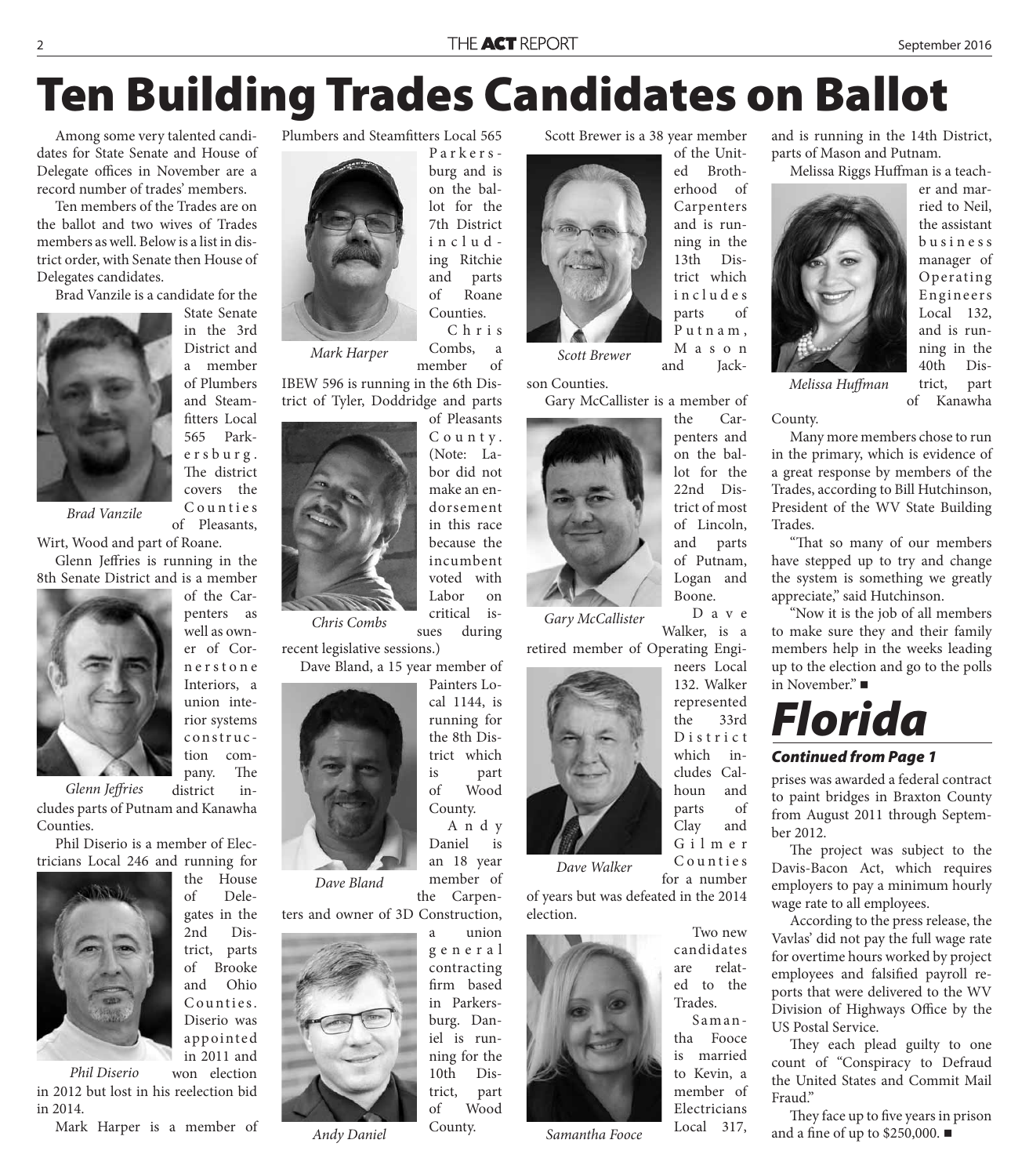# Ten Building Trades Candidates on Ballot

Among some very talented candidates for State Senate and House of Delegate offices in November are a record number of trades' members.

Ten members of the Trades are on the ballot and two wives of Trades members as well. Below is a list in district order, with Senate then House of Delegates candidates.

Brad Vanzile is a candidate for the State Senate in the 3rd District and a member of Plumbers and Steamfitters Local 565 Parkersburg. The district covers the Counties of Pleasants, Wirt, Wood and part of Roane.

*Brad Vanzile*

Glenn Jeffries is running in the 8th Senate District and is a member of the Carpenters as well as owner of Cornerstone Interiors, a union interior systems construction company. The district includes parts of Putnam and Kanawha Counties.

*Glenn Jeffries*

Phil Diserio is a member of Electricians Local 246 and running for the House of Delegates in the 2nd District, parts of Brooke and Ohio Counties. Diserio was appointed in 2011 and won election in 2012 but lost in his reelection bid in 2014.

*Phil Diserio*

Mark Harper is a member of Plumbers and Steamfitters Local 565 Parkersburg and is on the ballot for the 7th District including Ritchie and parts of Roane Counties.

*Mark Harper*

Chris Combs, a member of IBEW 596 is running in the 6th District of Tyler, Doddridge and parts of Pleasants County. (Note: Labor did not make an endorsement in this race because the incumbent voted with Labor on critical issues during recent legislative sessions.)

*Chris Combs*

Dave Bland, a 15 year member of Painters Local 1144, is running for the 8th District which is part of Wood County.

*Dave Bland*

Andy Daniel is an 18 year member of the Carpenters and owner of 3D Construction, a union general contracting firm based in Parkersburg. Daniel is running for the 10th District, part of Wood County.

*Andy Daniel*

Scott Brewer is a 38 year member of the United Brotherhood of Carpenters and is running in the 13th District which includes parts of Putnam, Mason and Jackson Counties.

*Scott Brewer*

Gary McCallister is a member of the Carpenters and on the ballot for the 22nd District of most of Lincoln, and parts of Putnam, Logan and Boone.

*Gary McCallister*

Dave Walker, is a retired member of Operating Engineers Local 132. Walker represented the 33rd District which includes Calhoun and parts of Clay and Gilmer Counties for a number of years but was defeated in the 2014 election.

*Dave Walker*

Two new candidates are related to the Trades.

Samantha Fooce is married to Kevin, a member of Electricians Local 317, and is running in the 14th District, parts of Mason and Putnam.

*Samantha Fooce*

Melissa Riggs Huffman is a teacher and married to Neil, the assistant business manager of Operating Engineers Local 132, and is running in the 40th District, part of Kanawha County.

*Melissa Huffman*

Many more members chose to run in the primary, which is evidence of a great response by members of the Trades, according to Bill Hutchinson, President of the WV State Building Trades.

"That so many of our members have stepped up to try and change the system is something we greatly appreciate," said Hutchinson.

"Now it is the job of all members to make sure they and their family members help in the weeks leading up to the election and go to the polls in November." ■

# Florida

***Continued from Page 1***

prises was awarded a federal contract to paint bridges in Braxton County from August 2011 through September 2012.

The project was subject to the Davis-Bacon Act, which requires employers to pay a minimum hourly wage rate to all employees.

According to the press release, the Vavlas' did not pay the full wage rate for overtime hours worked by project employees and falsified payroll reports that were delivered to the WV Division of Highways Office by the US Postal Service.

They each plead guilty to one count of "Conspiracy to Defraud the United States and Commit Mail Fraud."

They face up to five years in prison and a fine of up to $250,000. ■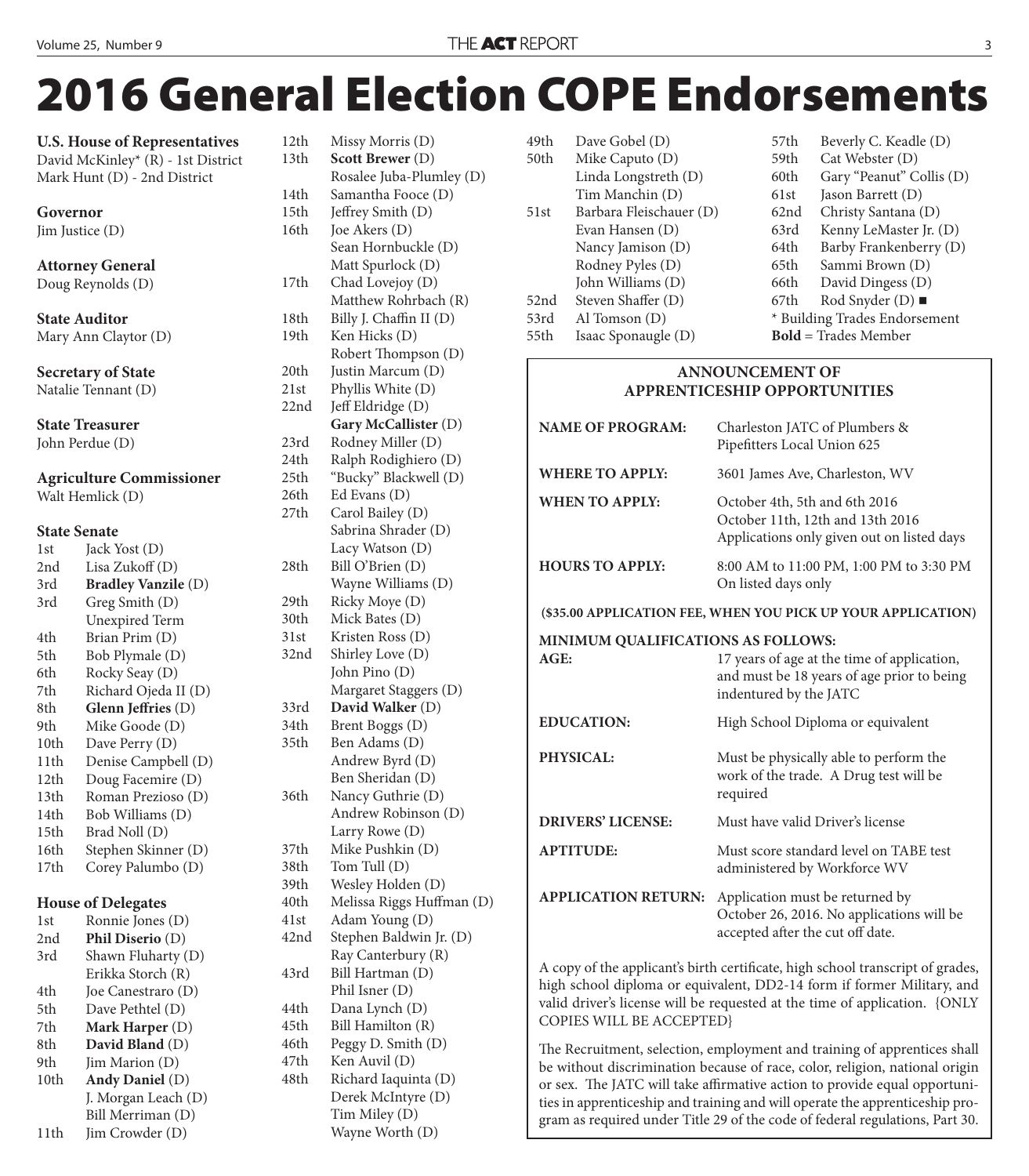# 2016 General Election COPE Endorsements

**U.S. House of Representatives**
David McKinley* (R) - 1st District
Mark Hunt (D) - 2nd District

**Governor**
Jim Justice (D)

**Attorney General**
Doug Reynolds (D)

**State Auditor**
Mary Ann Claytor (D)

**Secretary of State**
Natalie Tennant (D)

**State Treasurer**
John Perdue (D)

**Agriculture Commissioner**
Walt Hemlick (D)

**State Senate**

| | |
|---|---|
| 1st | Jack Yost (D) |
| 2nd | Lisa Zukoff (D) |
| 3rd | **Bradley Vanzile** (D) |
| 3rd | Greg Smith (D) Unexpired Term |
| 4th | Brian Prim (D) |
| 5th | Bob Plymale (D) |
| 6th | Rocky Seay (D) |
| 7th | Richard Ojeda II (D) |
| 8th | **Glenn Jeffries** (D) |
| 9th | Mike Goode (D) |
| 10th | Dave Perry (D) |
| 11th | Denise Campbell (D) |
| 12th | Doug Facemire (D) |
| 13th | Roman Prezioso (D) |
| 14th | Bob Williams (D) |
| 15th | Brad Noll (D) |
| 16th | Stephen Skinner (D) |
| 17th | Corey Palumbo (D) |

**House of Delegates**

| | |
|---|---|
| 1st | Ronnie Jones (D) |
| 2nd | **Phil Diserio** (D) |
| 3rd | Shawn Fluharty (D) |
| | Erikka Storch (R) |
| 4th | Joe Canestraro (D) |
| 5th | Dave Pethtel (D) |
| 7th | **Mark Harper** (D) |
| 8th | **David Bland** (D) |
| 9th | Jim Marion (D) |
| 10th | **Andy Daniel** (D) |
| | J. Morgan Leach (D) |
| | Bill Merriman (D) |
| 11th | Jim Crowder (D) |
| 12th | Missy Morris (D) |
| 13th | **Scott Brewer** (D) |
| | Rosalee Juba-Plumley (D) |
| 14th | Samantha Fooce (D) |
| 15th | Jeffrey Smith (D) |
| 16th | Joe Akers (D) |
| | Sean Hornbuckle (D) |
| | Matt Spurlock (D) |
| 17th | Chad Lovejoy (D) |
| | Matthew Rohrbach (R) |
| 18th | Billy J. Chaffin II (D) |
| 19th | Ken Hicks (D) |
| | Robert Thompson (D) |
| 20th | Justin Marcum (D) |
| 21st | Phyllis White (D) |
| 22nd | Jeff Eldridge (D) |
| | **Gary McCallister** (D) |
| 23rd | Rodney Miller (D) |
| 24th | Ralph Rodighiero (D) |
| 25th | "Bucky" Blackwell (D) |
| 26th | Ed Evans (D) |
| 27th | Carol Bailey (D) |
| | Sabrina Shrader (D) |
| | Lacy Watson (D) |
| 28th | Bill O'Brien (D) |
| | Wayne Williams (D) |
| 29th | Ricky Moye (D) |
| 30th | Mick Bates (D) |
| 31st | Kristen Ross (D) |
| 32nd | Shirley Love (D) |
| | John Pino (D) |
| | Margaret Staggers (D) |
| 33rd | **David Walker** (D) |
| 34th | Brent Boggs (D) |
| 35th | Ben Adams (D) |
| | Andrew Byrd (D) |
| | Ben Sheridan (D) |
| 36th | Nancy Guthrie (D) |
| | Andrew Robinson (D) |
| | Larry Rowe (D) |
| 37th | Mike Pushkin (D) |
| 38th | Tom Tull (D) |
| 39th | Wesley Holden (D) |
| 40th | Melissa Riggs Huffman (D) |
| 41st | Adam Young (D) |
| 42nd | Stephen Baldwin Jr. (D) |
| | Ray Canterbury (R) |
| 43rd | Bill Hartman (D) |
| | Phil Isner (D) |
| 44th | Dana Lynch (D) |
| 45th | Bill Hamilton (R) |
| 46th | Peggy D. Smith (D) |
| 47th | Ken Auvil (D) |
| 48th | Richard Iaquinta (D) |
| | Derek McIntyre (D) |
| | Tim Miley (D) |
| | Wayne Worth (D) |
| 49th | Dave Gobel (D) |
| 50th | Mike Caputo (D) |
| | Linda Longstreth (D) |
| | Tim Manchin (D) |
| 51st | Barbara Fleischauer (D) |
| | Evan Hansen (D) |
| | Nancy Jamison (D) |
| | Rodney Pyles (D) |
| | John Williams (D) |
| 52nd | Steven Shaffer (D) |
| 53rd | Al Tomson (D) |
| 55th | Isaac Sponaugle (D) |
| 57th | Beverly C. Keadle (D) |
| 59th | Cat Webster (D) |
| 60th | Gary "Peanut" Collis (D) |
| 61st | Jason Barrett (D) |
| 62nd | Christy Santana (D) |
| 63rd | Kenny LeMaster Jr. (D) |
| 64th | Barby Frankenberry (D) |
| 65th | Sammi Brown (D) |
| 66th | David Dingess (D) |
| 67th | Rod Snyder (D) ■ |

\* Building Trades Endorsement
**Bold** = Trades Member

## ANNOUNCEMENT OF APPRENTICESHIP OPPORTUNITIES

| | |
|---|---|
| **NAME OF PROGRAM:** | Charleston JATC of Plumbers & Pipefitters Local Union 625 |
| **WHERE TO APPLY:** | 3601 James Ave, Charleston, WV |
| **WHEN TO APPLY:** | October 4th, 5th and 6th 2016<br>October 11th, 12th and 13th 2016<br>Applications only given out on listed days |
| **HOURS TO APPLY:** | 8:00 AM to 11:00 PM, 1:00 PM to 3:30 PM<br>On listed days only |

**($35.00 APPLICATION FEE, WHEN YOU PICK UP YOUR APPLICATION)**

**MINIMUM QUALIFICATIONS AS FOLLOWS:**

| | |
|---|---|
| **AGE:** | 17 years of age at the time of application, and must be 18 years of age prior to being indentured by the JATC |
| **EDUCATION:** | High School Diploma or equivalent |
| **PHYSICAL:** | Must be physically able to perform the work of the trade. A Drug test will be required |
| **DRIVERS' LICENSE:** | Must have valid Driver's license |
| **APTITUDE:** | Must score standard level on TABE test administered by Workforce WV |
| **APPLICATION RETURN:** | Application must be returned by October 26, 2016. No applications will be accepted after the cut off date. |

A copy of the applicant's birth certificate, high school transcript of grades, high school diploma or equivalent, DD2-14 form if former Military, and valid driver's license will be requested at the time of application. {ONLY COPIES WILL BE ACCEPTED}

The Recruitment, selection, employment and training of apprentices shall be without discrimination because of race, color, religion, national origin or sex. The JATC will take affirmative action to provide equal opportunities in apprenticeship and training and will operate the apprenticeship program as required under Title 29 of the code of federal regulations, Part 30.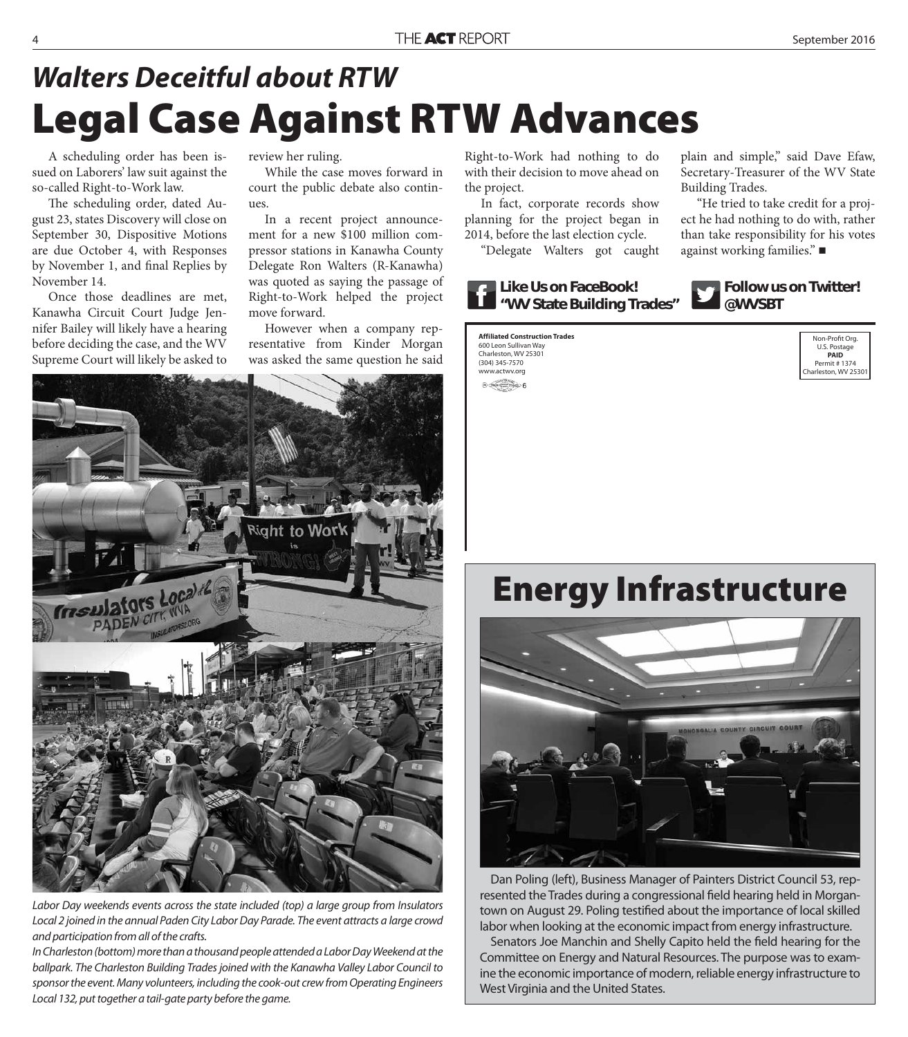## *Walters Deceitful about RTW*

# Legal Case Against RTW Advances

A scheduling order has been issued on Laborers' law suit against the so-called Right-to-Work law.

The scheduling order, dated August 23, states Discovery will close on September 30, Dispositive Motions are due October 4, with Responses by November 1, and final Replies by November 14.

Once those deadlines are met, Kanawha Circuit Court Judge Jennifer Bailey will likely have a hearing before deciding the case, and the WV Supreme Court will likely be asked to review her ruling.

While the case moves forward in court the public debate also continues.

In a recent project announcement for a new $100 million compressor stations in Kanawha County Delegate Ron Walters (R-Kanawha) was quoted as saying the passage of Right-to-Work helped the project move forward.

However when a company representative from Kinder Morgan was asked the same question he said Right-to-Work had nothing to do with their decision to move ahead on the project.

In fact, corporate records show planning for the project began in 2014, before the last election cycle.

"Delegate Walters got caught plain and simple," said Dave Efaw, Secretary-Treasurer of the WV State Building Trades.

"He tried to take credit for a project he had nothing to do with, rather than take responsibility for his votes against working families." ■

**Like Us on FaceBook! "WV State Building Trades"**

**Follow us on Twitter! @WVSBT**

**Affiliated Construction Trades**
600 Leon Sullivan Way
Charleston, WV 25301
(304) 345-7570
www.actwv.org

Non-Profit Org.
U.S. Postage
**PAID**
Permit # 1374
Charleston, WV 25301

*Labor Day weekends events across the state included (top) a large group from Insulators Local 2 joined in the annual Paden City Labor Day Parade. The event attracts a large crowd and participation from all of the crafts.*

*In Charleston (bottom) more than a thousand people attended a Labor Day Weekend at the ballpark. The Charleston Building Trades joined with the Kanawha Valley Labor Council to sponsor the event. Many volunteers, including the cook-out crew from Operating Engineers Local 132, put together a tail-gate party before the game.*

# Energy Infrastructure

Dan Poling (left), Business Manager of Painters District Council 53, represented the Trades during a congressional field hearing held in Morgantown on August 29. Poling testified about the importance of local skilled labor when looking at the economic impact from energy infrastructure.

Senators Joe Manchin and Shelly Capito held the field hearing for the Committee on Energy and Natural Resources. The purpose was to examine the economic importance of modern, reliable energy infrastructure to West Virginia and the United States.